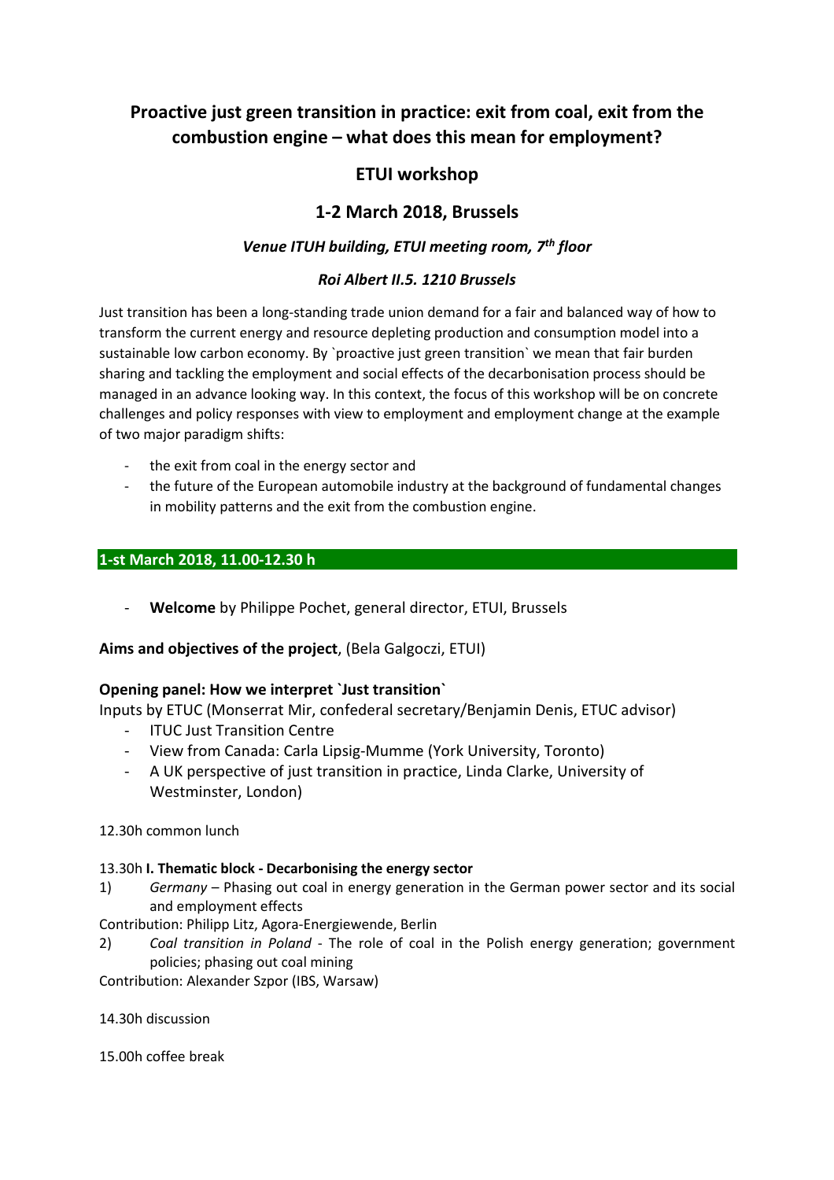# Proactive just green transition in practice: exit from coal, exit from the combustion engine – what does this mean for employment?

## ETUI workshop

## 1-2 March 2018, Brussels

### *Venue ITUH building, ETUI meeting room, 7th floor*

### *Roi Albert II.5. 1210 Brussels*

Just transition has been a long-standing trade union demand for a fair and balanced way of how to transform the current energy and resource depleting production and consumption model into a sustainable low carbon economy. By `proactive just green transition` we mean that fair burden sharing and tackling the employment and social effects of the decarbonisation process should be managed in an advance looking way. In this context, the focus of this workshop will be on concrete challenges and policy responses with view to employment and employment change at the example of two major paradigm shifts:

- the exit from coal in the energy sector and
- the future of the European automobile industry at the background of fundamental changes in mobility patterns and the exit from the combustion engine.

**1-st March 2018, 11.00-12.30 h**

- **Welcome** by Philippe Pochet, general director, ETUI, Brussels

**Aims and objectives of the project**, (Bela Galgoczi, ETUI)

**Opening panel: How we interpret `Just transition`**

Inputs by ETUC (Monserrat Mir, confederal secretary/Benjamin Denis, ETUC advisor)

- ITUC Just Transition Centre
- View from Canada: Carla Lipsig-Mumme (York University, Toronto)
- A UK perspective of just transition in practice, Linda Clarke, University of Westminster, London)

12.30h common lunch

13.30h **I. Thematic block - Decarbonising the energy sector**

1) *Germany* – Phasing out coal in energy generation in the German power sector and its social and employment effects

Contribution: Philipp Litz, Agora-Energiewende, Berlin

2) *Coal transition in Poland* - The role of coal in the Polish energy generation; government policies; phasing out coal mining

Contribution: Alexander Szpor (IBS, Warsaw)

14.30h discussion

15.00h coffee break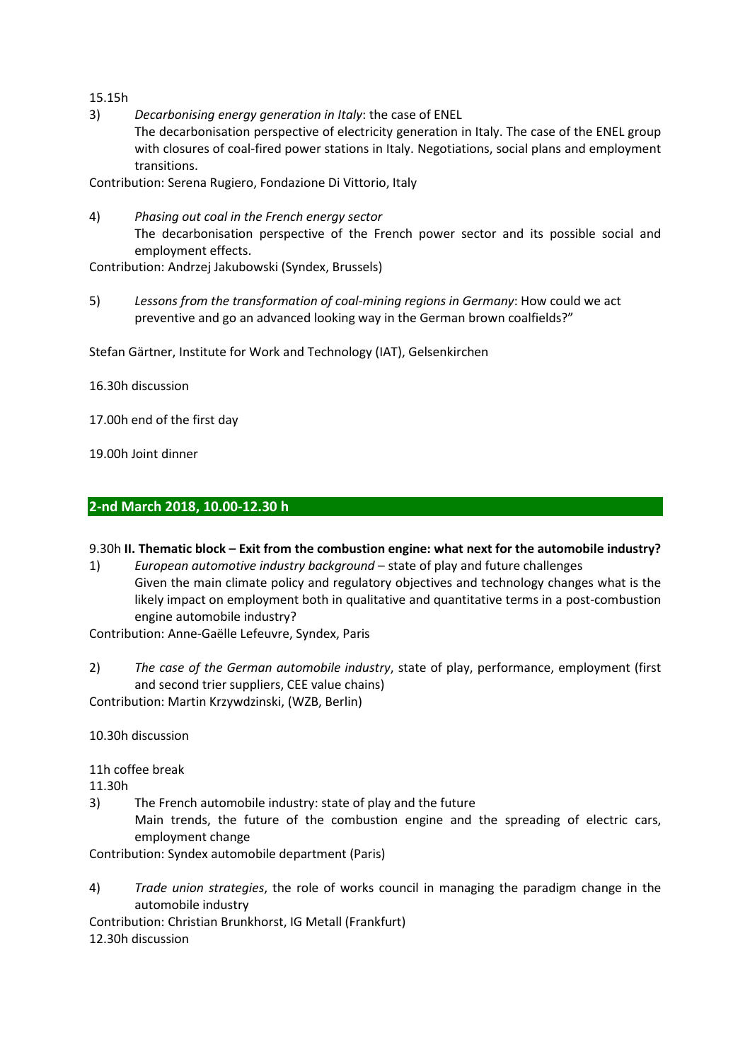15.15h

3) *Decarbonising energy generation in Italy*: the case of ENEL
   The decarbonisation perspective of electricity generation in Italy. The case of the ENEL group with closures of coal-fired power stations in Italy. Negotiations, social plans and employment transitions.

Contribution: Serena Rugiero, Fondazione Di Vittorio, Italy

4) *Phasing out coal in the French energy sector*
   The decarbonisation perspective of the French power sector and its possible social and employment effects.

Contribution: Andrzej Jakubowski (Syndex, Brussels)

5) *Lessons from the transformation of coal-mining regions in Germany*: How could we act preventive and go an advanced looking way in the German brown coalfields?"

Stefan Gärtner, Institute for Work and Technology (IAT), Gelsenkirchen

16.30h discussion

17.00h end of the first day

19.00h Joint dinner

## 2-nd March 2018, 10.00-12.30 h

9.30h **II. Thematic block – Exit from the combustion engine: what next for the automobile industry?**

1) *European automotive industry background* – state of play and future challenges
   Given the main climate policy and regulatory objectives and technology changes what is the likely impact on employment both in qualitative and quantitative terms in a post-combustion engine automobile industry?

Contribution: Anne-Gaëlle Lefeuvre, Syndex, Paris

2) *The case of the German automobile industry*, state of play, performance, employment (first and second trier suppliers, CEE value chains)

Contribution: Martin Krzywdzinski, (WZB, Berlin)

10.30h discussion

11h coffee break

11.30h

3) The French automobile industry: state of play and the future
   Main trends, the future of the combustion engine and the spreading of electric cars, employment change

Contribution: Syndex automobile department (Paris)

4) *Trade union strategies*, the role of works council in managing the paradigm change in the automobile industry

Contribution: Christian Brunkhorst, IG Metall (Frankfurt)

12.30h discussion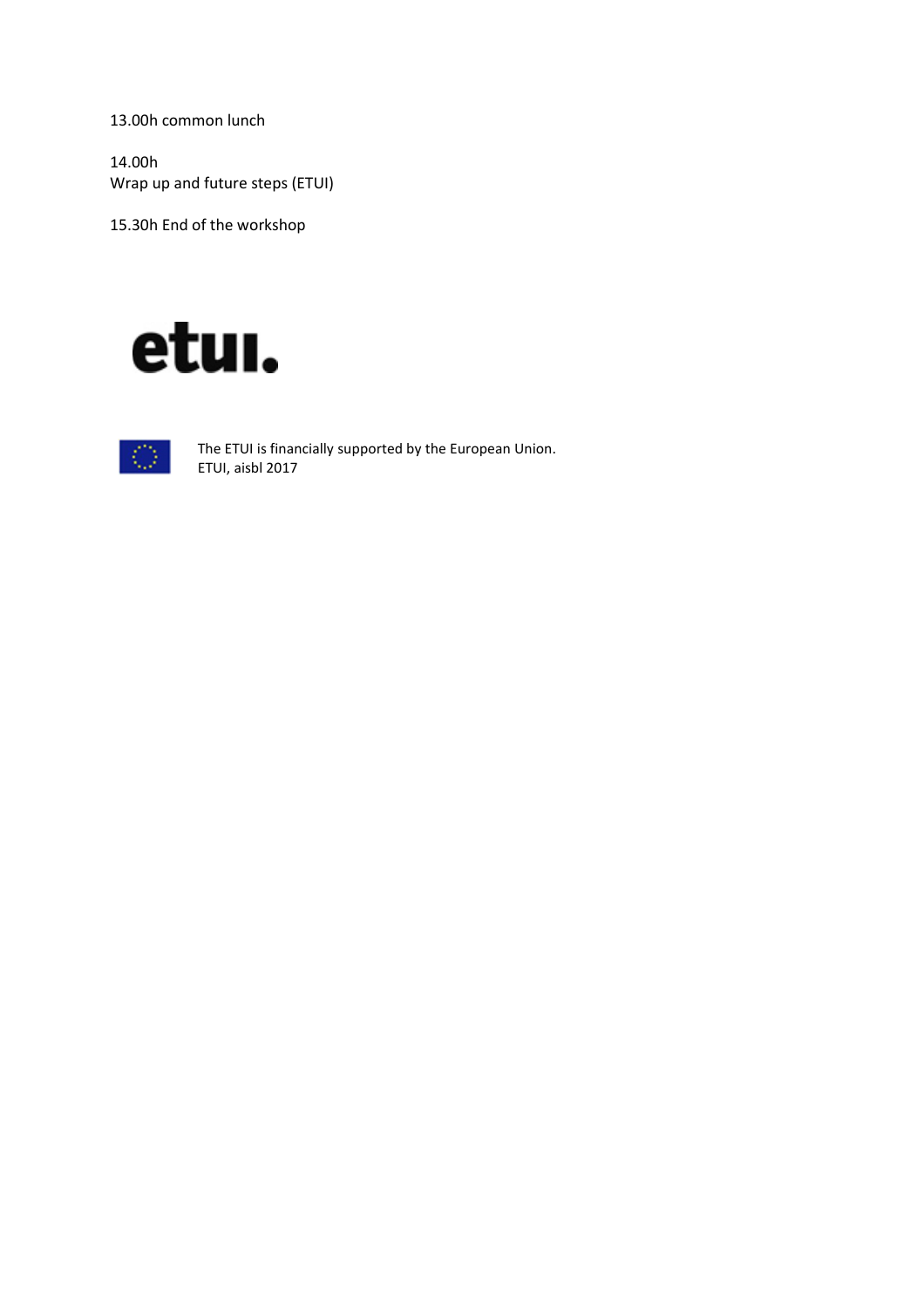13.00h common lunch

14.00h
Wrap up and future steps (ETUI)

15.30h End of the workshop

etui.

The ETUI is financially supported by the European Union.
ETUI, aisbl 2017